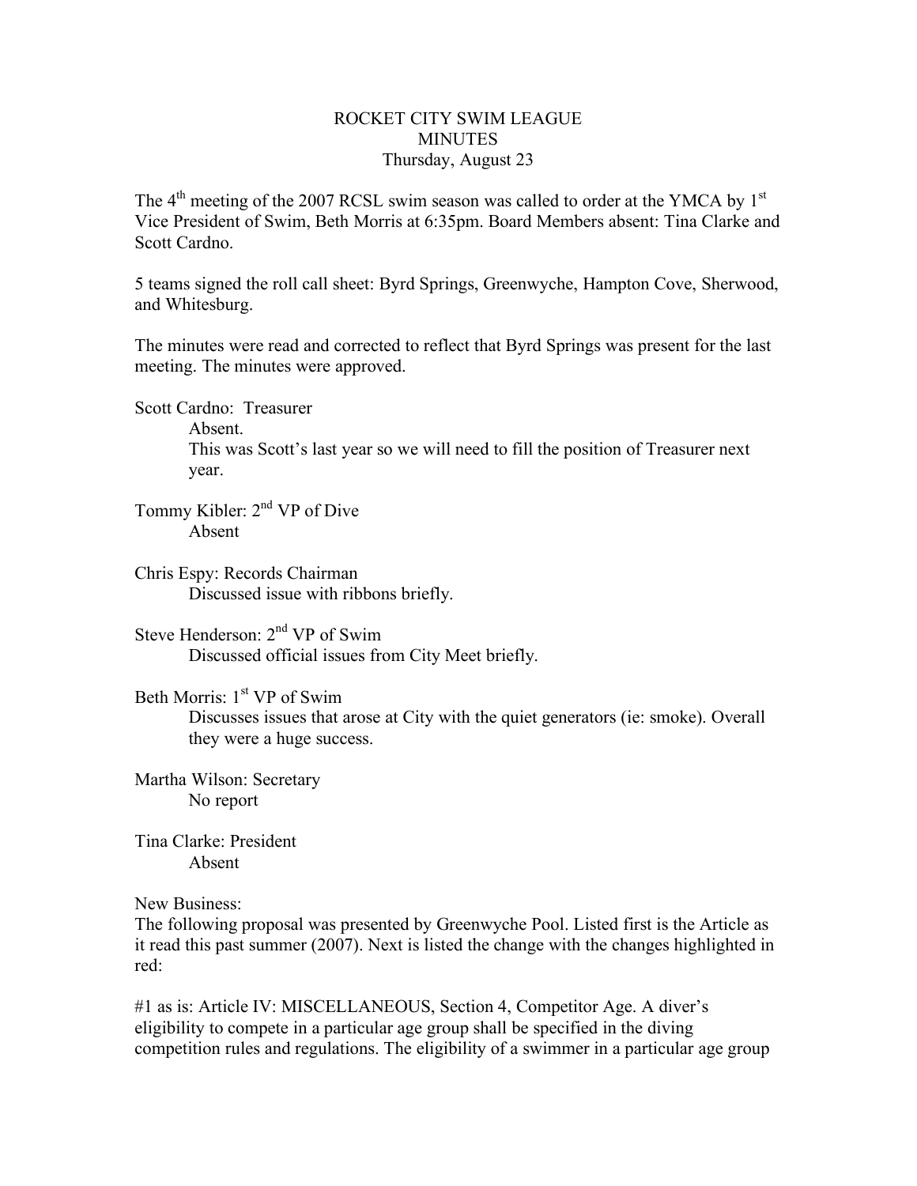# ROCKET CITY SWIM LEAGUE
## MINUTES
### Thursday, August 23

The 4th meeting of the 2007 RCSL swim season was called to order at the YMCA by 1st Vice President of Swim, Beth Morris at 6:35pm. Board Members absent: Tina Clarke and Scott Cardno.

5 teams signed the roll call sheet: Byrd Springs, Greenwyche, Hampton Cove, Sherwood, and Whitesburg.

The minutes were read and corrected to reflect that Byrd Springs was present for the last meeting. The minutes were approved.

Scott Cardno: Treasurer

> Absent.
> This was Scott's last year so we will need to fill the position of Treasurer next year.

Tommy Kibler: 2nd VP of Dive

> Absent

Chris Espy: Records Chairman

> Discussed issue with ribbons briefly.

Steve Henderson: 2nd VP of Swim

> Discussed official issues from City Meet briefly.

Beth Morris: 1st VP of Swim

> Discusses issues that arose at City with the quiet generators (ie: smoke). Overall they were a huge success.

Martha Wilson: Secretary

> No report

Tina Clarke: President

> Absent

New Business:
The following proposal was presented by Greenwyche Pool. Listed first is the Article as it read this past summer (2007). Next is listed the change with the changes highlighted in red:

#1 as is: Article IV: MISCELLANEOUS, Section 4, Competitor Age. A diver's eligibility to compete in a particular age group shall be specified in the diving competition rules and regulations. The eligibility of a swimmer in a particular age group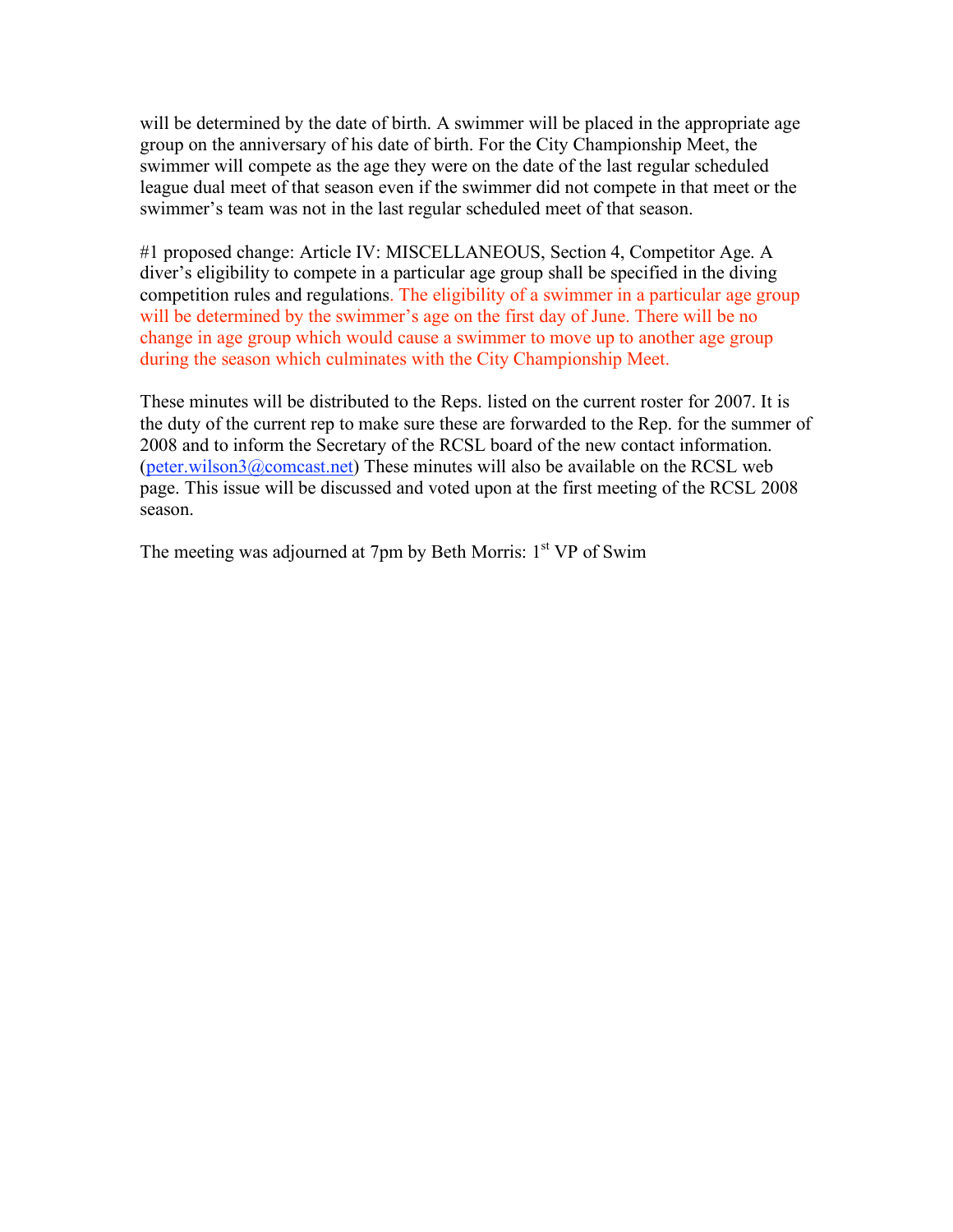will be determined by the date of birth. A swimmer will be placed in the appropriate age group on the anniversary of his date of birth. For the City Championship Meet, the swimmer will compete as the age they were on the date of the last regular scheduled league dual meet of that season even if the swimmer did not compete in that meet or the swimmer's team was not in the last regular scheduled meet of that season.

#1 proposed change: Article IV: MISCELLANEOUS, Section 4, Competitor Age. A diver's eligibility to compete in a particular age group shall be specified in the diving competition rules and regulations. The eligibility of a swimmer in a particular age group will be determined by the swimmer's age on the first day of June. There will be no change in age group which would cause a swimmer to move up to another age group during the season which culminates with the City Championship Meet.

These minutes will be distributed to the Reps. listed on the current roster for 2007. It is the duty of the current rep to make sure these are forwarded to the Rep. for the summer of 2008 and to inform the Secretary of the RCSL board of the new contact information. (peter.wilson3@comcast.net) These minutes will also be available on the RCSL web page. This issue will be discussed and voted upon at the first meeting of the RCSL 2008 season.

The meeting was adjourned at 7pm by Beth Morris: 1st VP of Swim